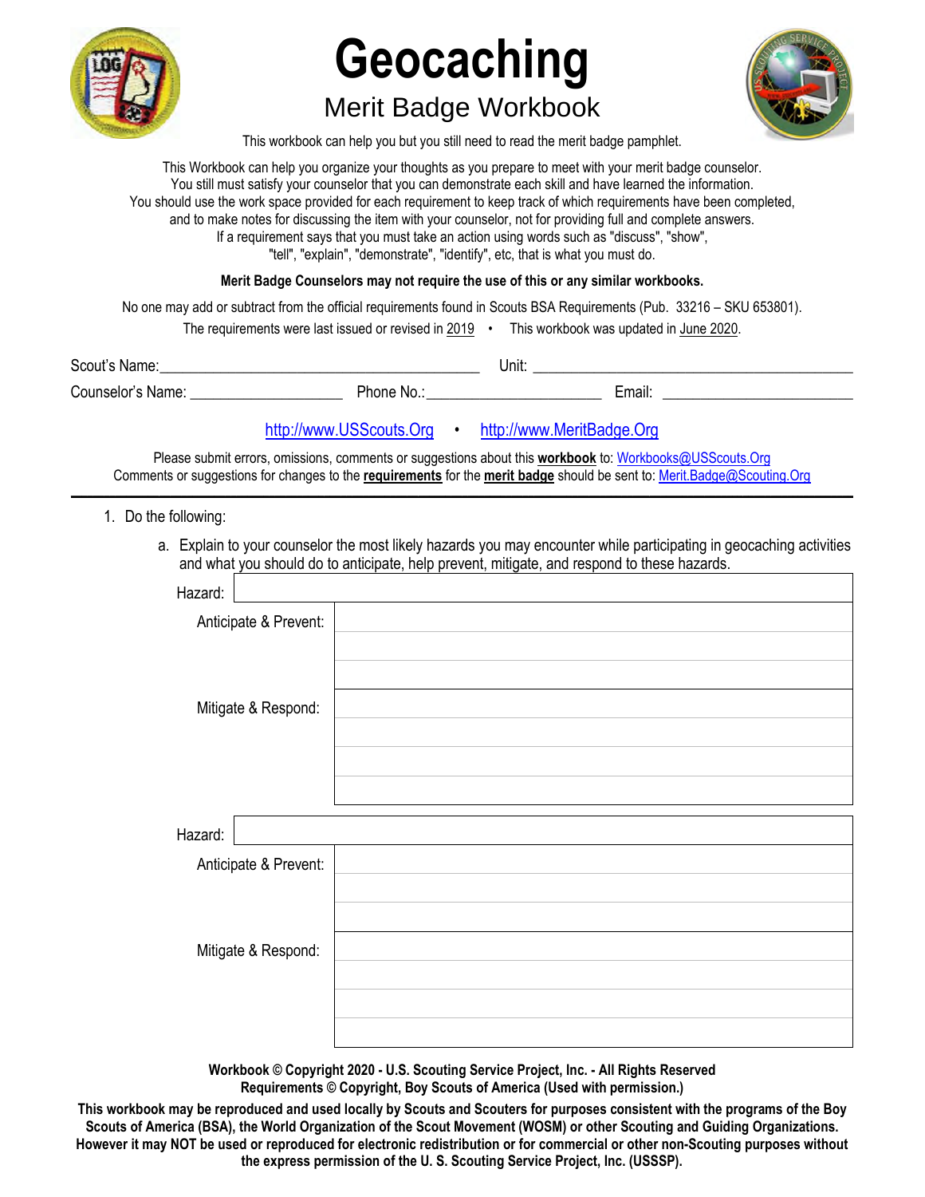# Geocaching

## Merit Badge Workbook

This workbook can help you but you still need to read the merit badge pamphlet.

This Workbook can help you organize your thoughts as you prepare to meet with your merit badge counselor.
You still must satisfy your counselor that you can demonstrate each skill and have learned the information.
You should use the work space provided for each requirement to keep track of which requirements have been completed,
and to make notes for discussing the item with your counselor, not for providing full and complete answers.
If a requirement says that you must take an action using words such as "discuss", "show",
"tell", "explain", "demonstrate", "identify", etc, that is what you must do.

**Merit Badge Counselors may not require the use of this or any similar workbooks.**

No one may add or subtract from the official requirements found in Scouts BSA Requirements (Pub. 33216 – SKU 653801).

The requirements were last issued or revised in 2019 • This workbook was updated in June 2020.

Scout's Name:________________________________________ Unit: ____________________________________________

Counselor's Name: ___________________ Phone No.:______________________ Email: ________________________

http://www.USScouts.Org • http://www.MeritBadge.Org

Please submit errors, omissions, comments or suggestions about this **workbook** to: Workbooks@USScouts.Org
Comments or suggestions for changes to the **requirements** for the **merit badge** should be sent to: Merit.Badge@Scouting.Org

---

1. Do the following:
   a. Explain to your counselor the most likely hazards you may encounter while participating in geocaching activities and what you should do to anticipate, help prevent, mitigate, and respond to these hazards.

| Hazard: | |
|---|---|
| Anticipate & Prevent: | |
| | |
| | |
| Mitigate & Respond: | |
| | |
| | |
| | |

| Hazard: | |
|---|---|
| Anticipate & Prevent: | |
| | |
| | |
| Mitigate & Respond: | |
| | |
| | |
| | |

**Workbook © Copyright 2020 - U.S. Scouting Service Project, Inc. - All Rights Reserved**
**Requirements © Copyright, Boy Scouts of America (Used with permission.)**

**This workbook may be reproduced and used locally by Scouts and Scouters for purposes consistent with the programs of the Boy Scouts of America (BSA), the World Organization of the Scout Movement (WOSM) or other Scouting and Guiding Organizations. However it may NOT be used or reproduced for electronic redistribution or for commercial or other non-Scouting purposes without the express permission of the U. S. Scouting Service Project, Inc. (USSSP).**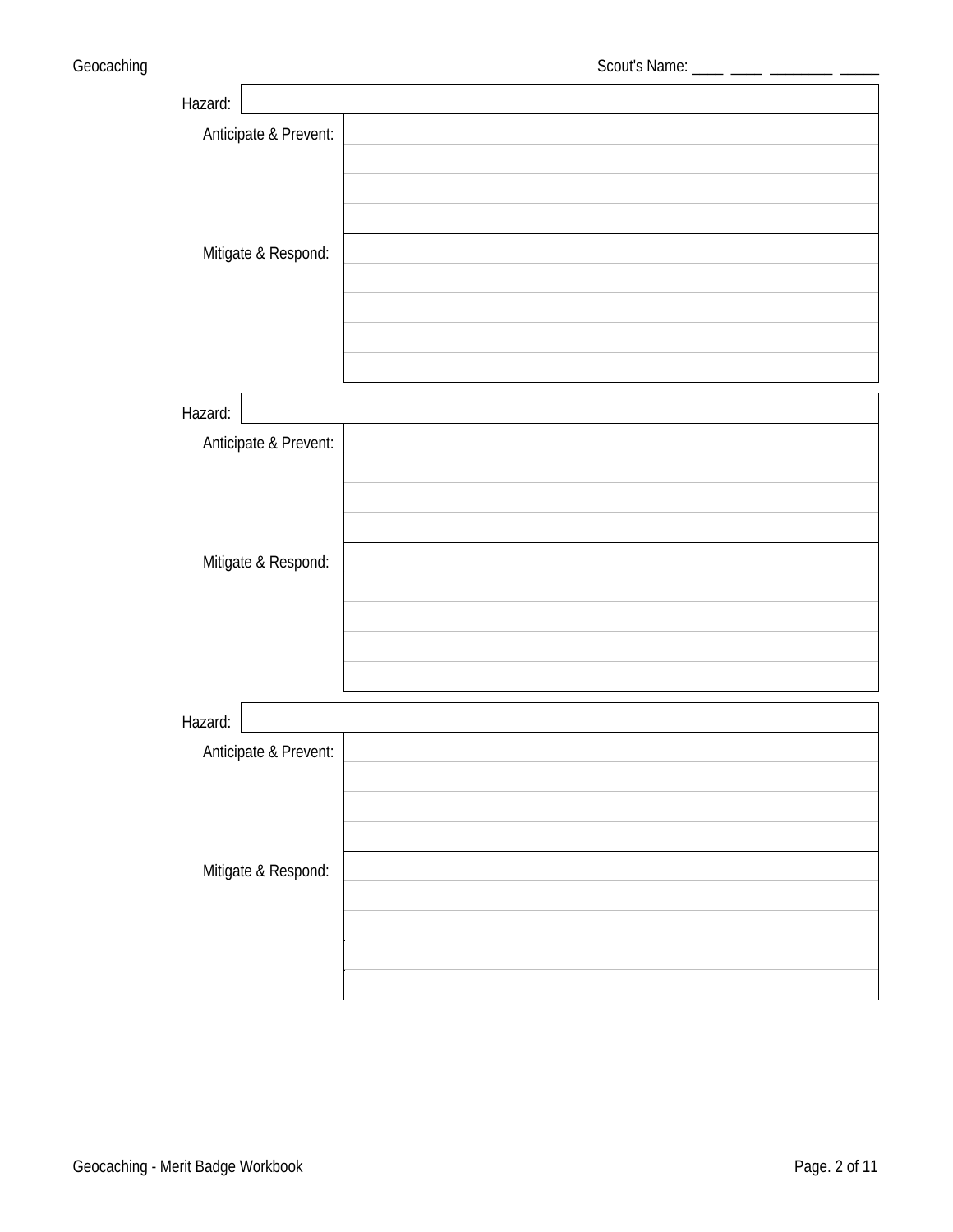Scout's Name: ____ ____ ________ _____

Hazard:

Anticipate & Prevent:

Mitigate & Respond:

Hazard:

Anticipate & Prevent:

Mitigate & Respond:

Hazard:

Anticipate & Prevent:

Mitigate & Respond: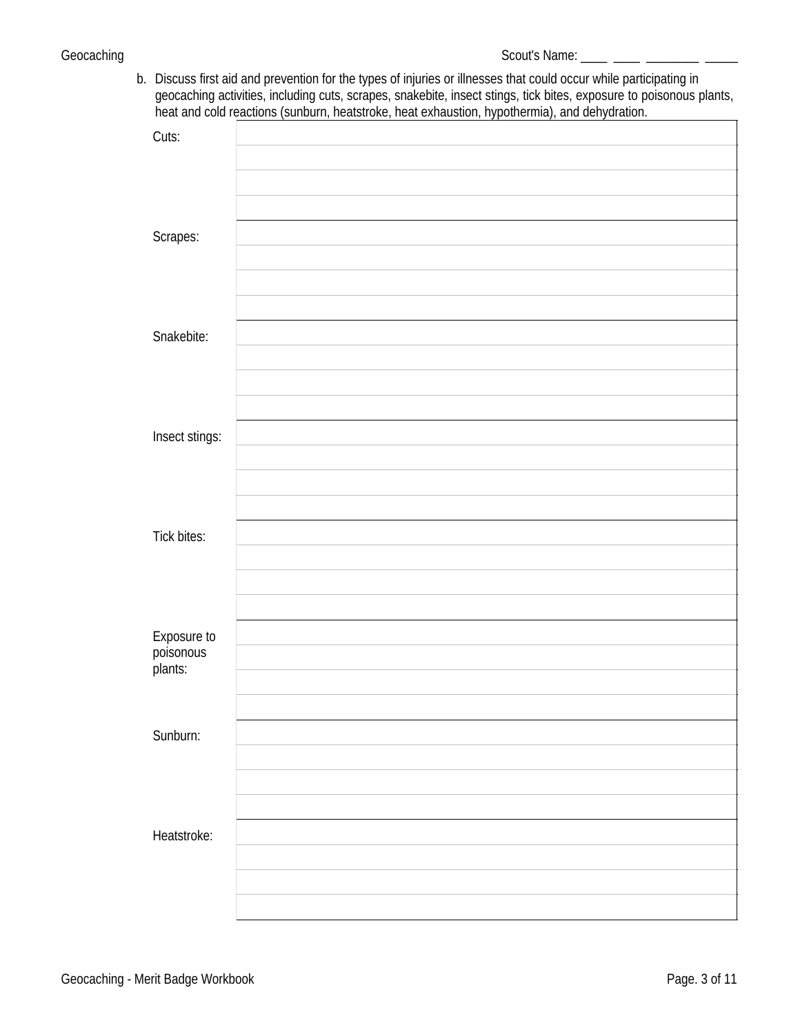b. Discuss first aid and prevention for the types of injuries or illnesses that could occur while participating in geocaching activities, including cuts, scrapes, snakebite, insect stings, tick bites, exposure to poisonous plants, heat and cold reactions (sunburn, heatstroke, heat exhaustion, hypothermia), and dehydration.

| | |
|---|---|
| Cuts: | |
| | |
| | |
| | |
| Scrapes: | |
| | |
| | |
| | |
| Snakebite: | |
| | |
| | |
| | |
| Insect stings: | |
| | |
| | |
| | |
| Tick bites: | |
| | |
| | |
| | |
| Exposure to poisonous plants: | |
| | |
| | |
| | |
| Sunburn: | |
| | |
| | |
| | |
| Heatstroke: | |
| | |
| | |
| | |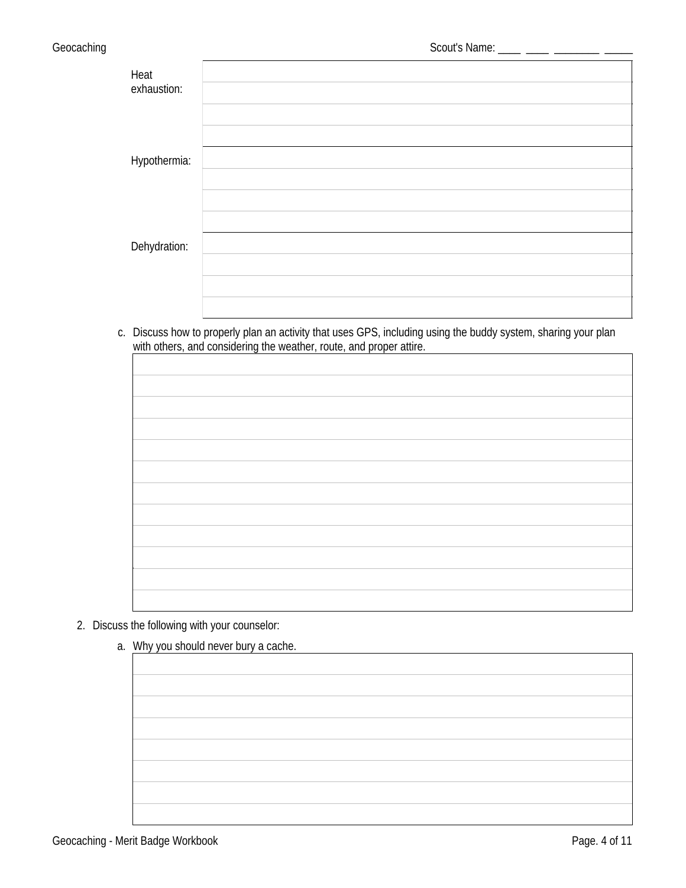Heat exhaustion:

Hypothermia:

Dehydration:

c. Discuss how to properly plan an activity that uses GPS, including using the buddy system, sharing your plan with others, and considering the weather, route, and proper attire.

2. Discuss the following with your counselor:

a. Why you should never bury a cache.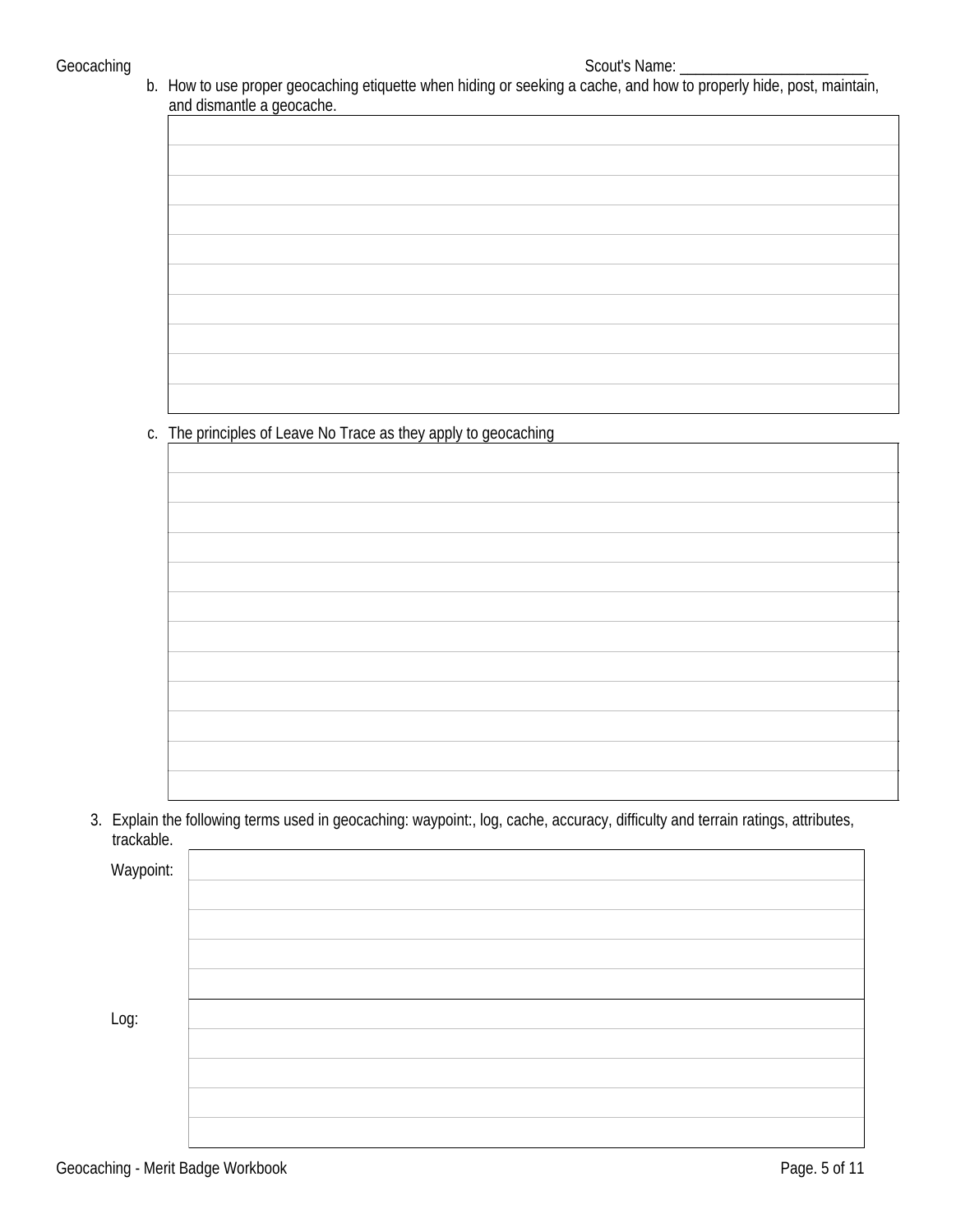b. How to use proper geocaching etiquette when hiding or seeking a cache, and how to properly hide, post, maintain, and dismantle a geocache.

c. The principles of Leave No Trace as they apply to geocaching

3. Explain the following terms used in geocaching: waypoint:, log, cache, accuracy, difficulty and terrain ratings, attributes, trackable.

Waypoint:

Log: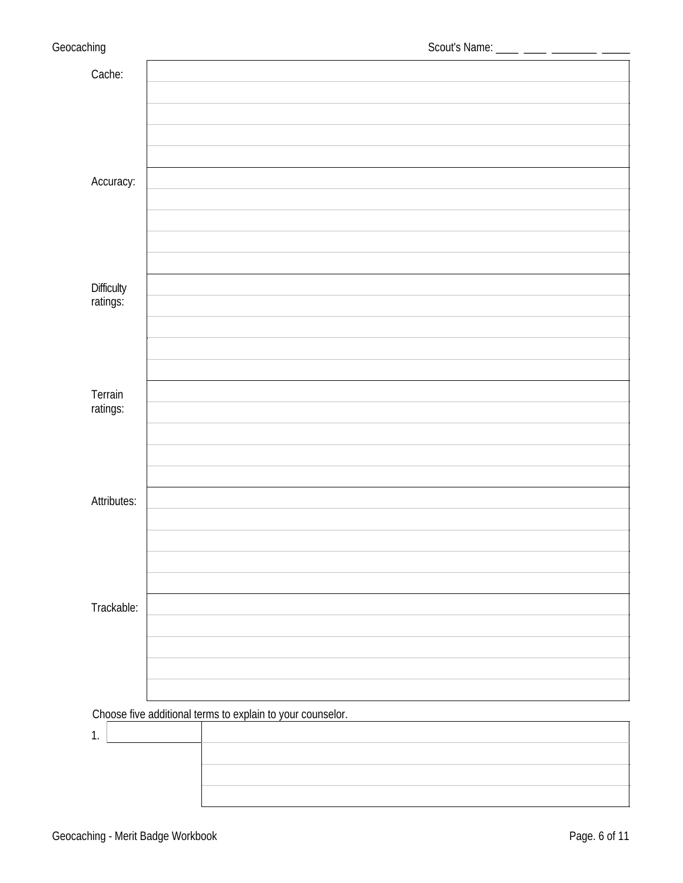Scout's Name: ____ ____ ________ _____

| | |
|---|---|
| Cache: | |
| Accuracy: | |
| Difficulty ratings: | |
| Terrain ratings: | |
| Attributes: | |
| Trackable: | |

Choose five additional terms to explain to your counselor.

| | | |
|---|---|---|
| 1. | | |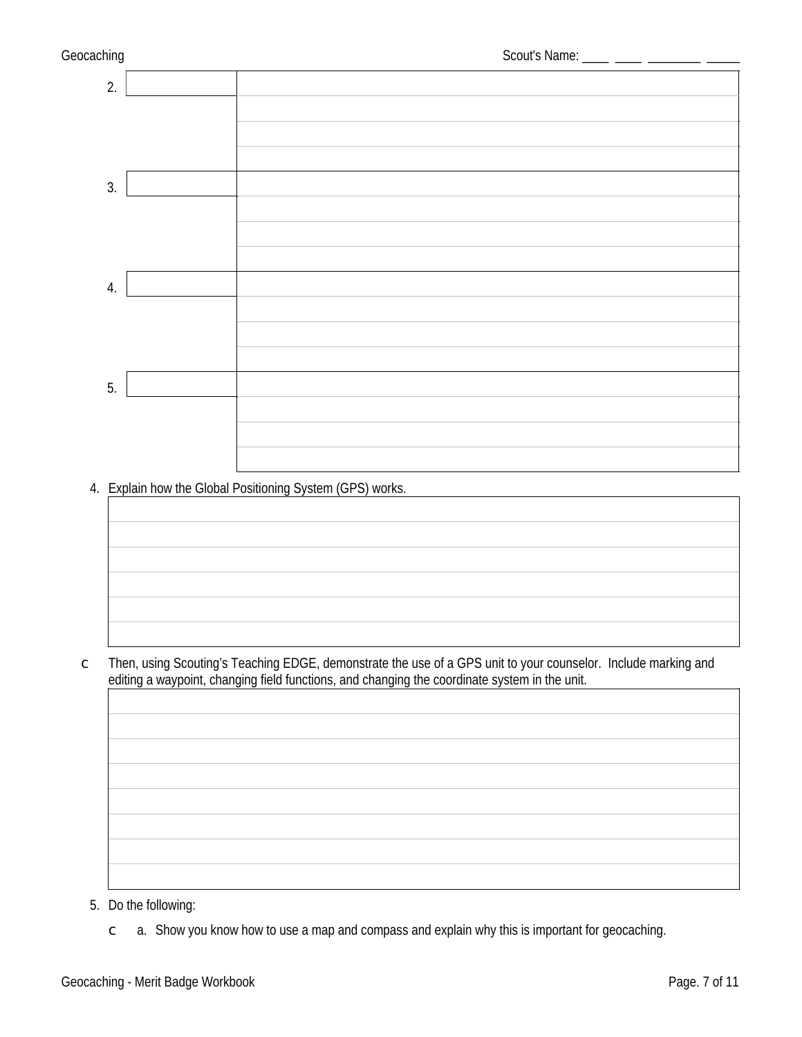2.

3.

4.

5.

4. Explain how the Global Positioning System (GPS) works.

| |
|---|
| |
| |
| |
| |
| |
| |

c Then, using Scouting's Teaching EDGE, demonstrate the use of a GPS unit to your counselor. Include marking and editing a waypoint, changing field functions, and changing the coordinate system in the unit.

| |
|---|
| |
| |
| |
| |
| |
| |
| |
| |

5. Do the following:

c a. Show you know how to use a map and compass and explain why this is important for geocaching.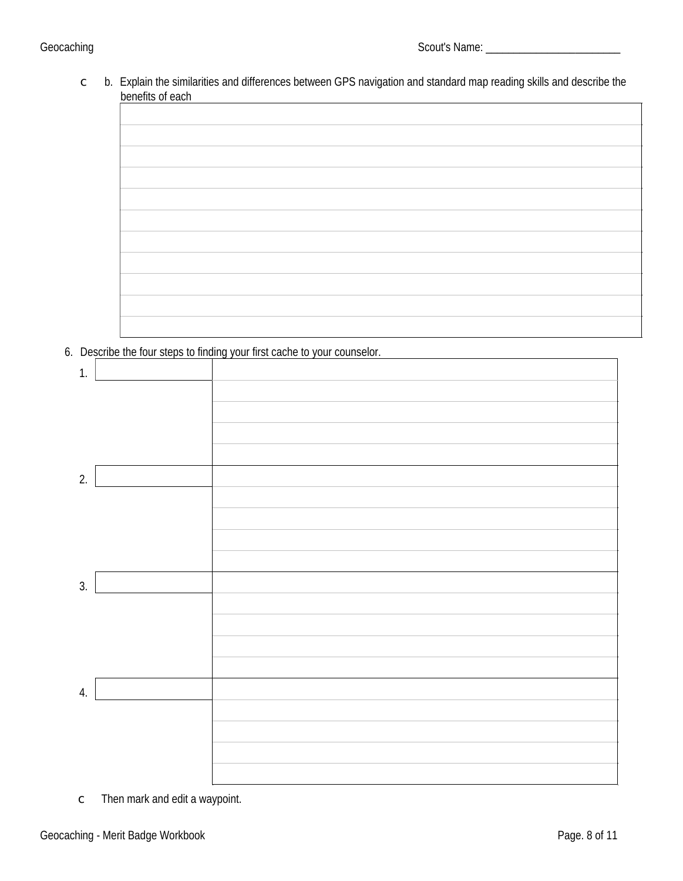- [ ] b. Explain the similarities and differences between GPS navigation and standard map reading skills and describe the benefits of each

|  |
|---|
|  |
|  |
|  |
|  |
|  |
|  |
|  |
|  |
|  |
|  |
|  |

6. Describe the four steps to finding your first cache to your counselor.

| Step | | Description |
|---|---|---|
| 1. | | |
| | | |
| | | |
| | | |
| | | |
| 2. | | |
| | | |
| | | |
| | | |
| | | |
| 3. | | |
| | | |
| | | |
| | | |
| | | |
| 4. | | |
| | | |
| | | |
| | | |
| | | |

- [ ] Then mark and edit a waypoint.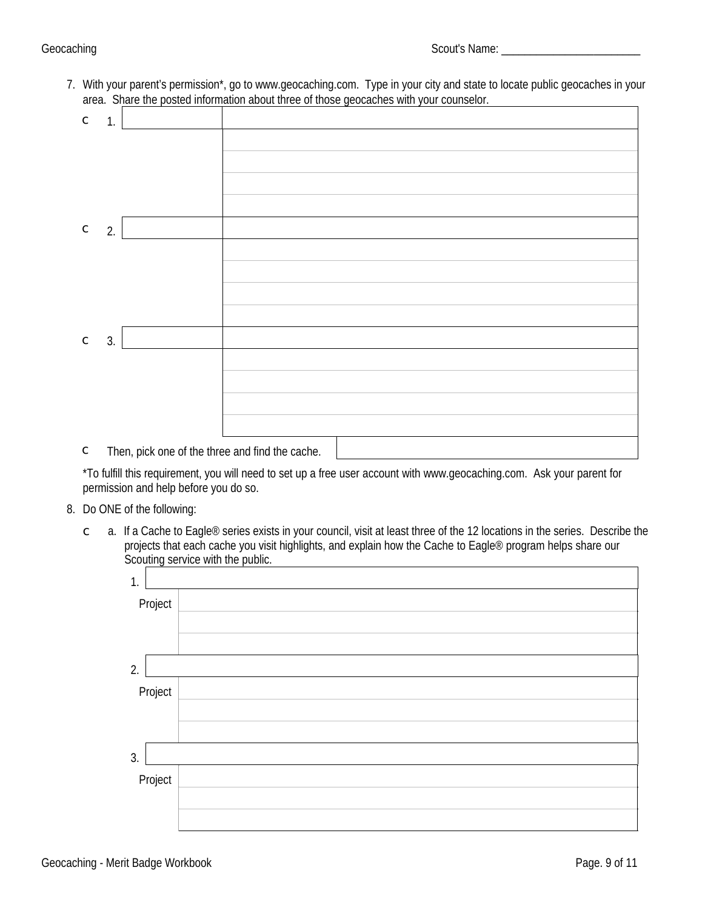7. With your parent's permission*, go to www.geocaching.com. Type in your city and state to locate public geocaches in your area. Share the posted information about three of those geocaches with your counselor.

   c 1.

   c 2.

   c 3.

   c Then, pick one of the three and find the cache.

   *To fulfill this requirement, you will need to set up a free user account with www.geocaching.com. Ask your parent for permission and help before you do so.

8. Do ONE of the following:

   c a. If a Cache to Eagle® series exists in your council, visit at least three of the 12 locations in the series. Describe the projects that each cache you visit highlights, and explain how the Cache to Eagle® program helps share our Scouting service with the public.

   1.
   Project

   2.
   Project

   3.
   Project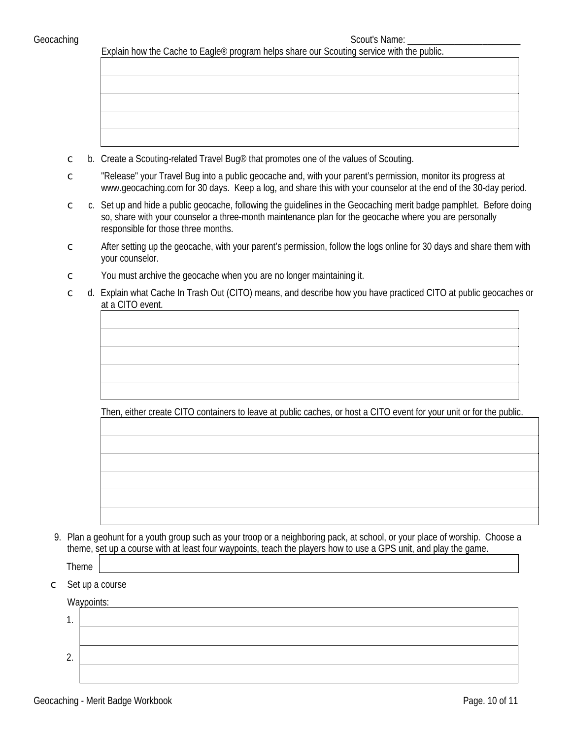Scout's Name: ________________________

Explain how the Cache to Eagle® program helps share our Scouting service with the public.

| |
|---|
| |
| |
| |
| |
| |

- ☐ b. Create a Scouting-related Travel Bug® that promotes one of the values of Scouting.
- ☐ "Release" your Travel Bug into a public geocache and, with your parent's permission, monitor its progress at www.geocaching.com for 30 days. Keep a log, and share this with your counselor at the end of the 30-day period.
- ☐ c. Set up and hide a public geocache, following the guidelines in the Geocaching merit badge pamphlet. Before doing so, share with your counselor a three-month maintenance plan for the geocache where you are personally responsible for those three months.
- ☐ After setting up the geocache, with your parent's permission, follow the logs online for 30 days and share them with your counselor.
- ☐ You must archive the geocache when you are no longer maintaining it.
- ☐ d. Explain what Cache In Trash Out (CITO) means, and describe how you have practiced CITO at public geocaches or at a CITO event.

| |
|---|
| |
| |
| |
| |
| |

Then, either create CITO containers to leave at public caches, or host a CITO event for your unit or for the public.

| |
|---|
| |
| |
| |
| |
| |
| |

9. Plan a geohunt for a youth group such as your troop or a neighboring pack, at school, or your place of worship. Choose a theme, set up a course with at least four waypoints, teach the players how to use a GPS unit, and play the game.

Theme ________________________

- ☐ Set up a course

Waypoints:

1. ________________________

2. ________________________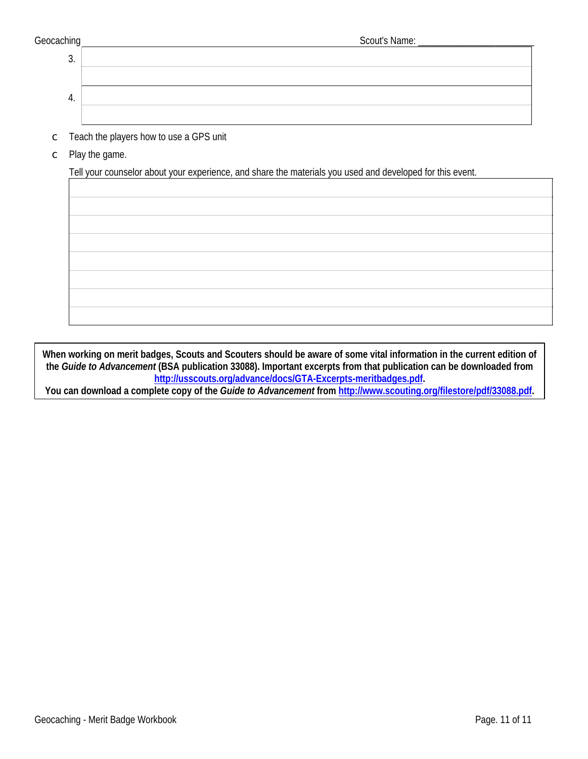| | |
|---|---|
| 3. | |
| | |
| 4. | |
| | |

- c Teach the players how to use a GPS unit
- c Play the game.

Tell your counselor about your experience, and share the materials you used and developed for this event.

| |
|---|
| |
| |
| |
| |
| |
| |
| |
| |

**When working on merit badges, Scouts and Scouters should be aware of some vital information in the current edition of the *Guide to Advancement* (BSA publication 33088). Important excerpts from that publication can be downloaded from [http://usscouts.org/advance/docs/GTA-Excerpts-meritbadges.pdf](http://usscouts.org/advance/docs/GTA-Excerpts-meritbadges.pdf).**
**You can download a complete copy of the *Guide to Advancement* from [http://www.scouting.org/filestore/pdf/33088.pdf](http://www.scouting.org/filestore/pdf/33088.pdf).**